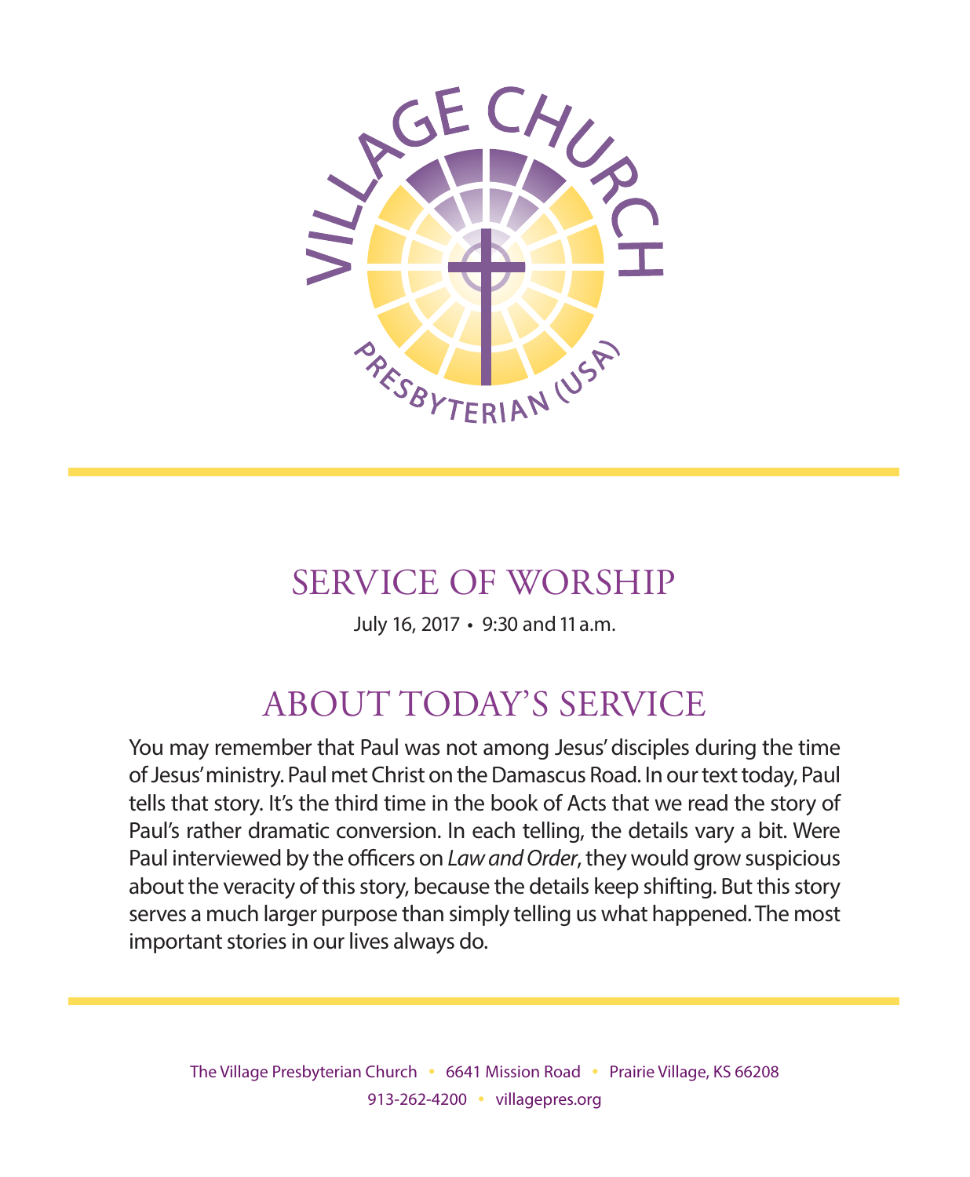VILLAGE CHURCH

PRESBYTERIAN (USA)

# SERVICE OF WORSHIP

July 16, 2017 • 9:30 and 11 a.m.

## ABOUT TODAY'S SERVICE

You may remember that Paul was not among Jesus' disciples during the time of Jesus' ministry. Paul met Christ on the Damascus Road. In our text today, Paul tells that story. It's the third time in the book of Acts that we read the story of Paul's rather dramatic conversion. In each telling, the details vary a bit. Were Paul interviewed by the officers on *Law and Order*, they would grow suspicious about the veracity of this story, because the details keep shifting. But this story serves a much larger purpose than simply telling us what happened. The most important stories in our lives always do.

The Village Presbyterian Church • 6641 Mission Road • Prairie Village, KS 66208

913-262-4200 • villagepres.org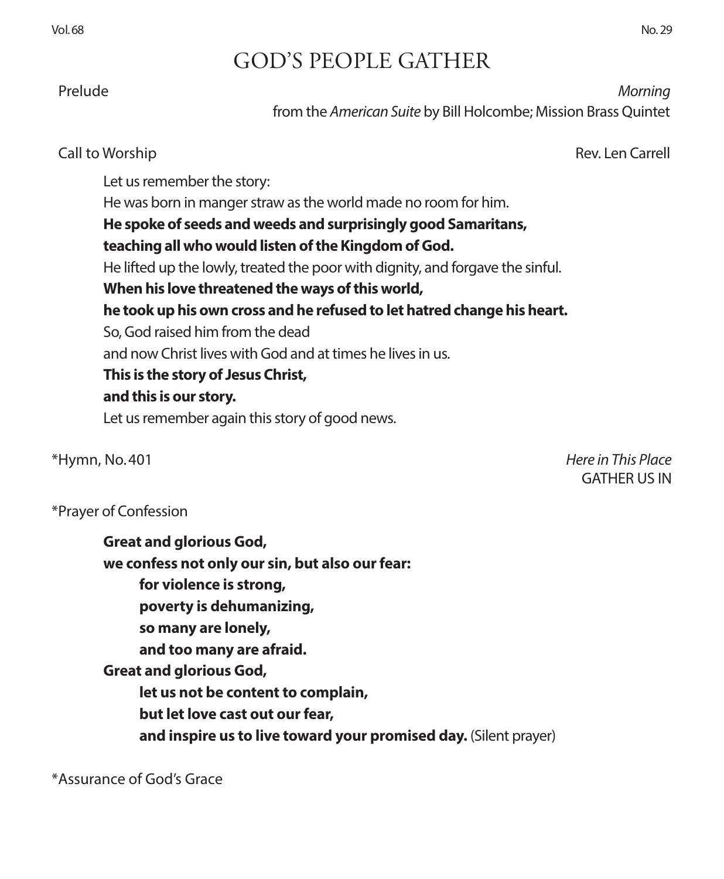# GOD'S PEOPLE GATHER

Prelude *Morning*
from the *American Suite* by Bill Holcombe; Mission Brass Quintet

Call to Worship Rev. Len Carrell

Let us remember the story:
He was born in manger straw as the world made no room for him.
**He spoke of seeds and weeds and surprisingly good Samaritans,**
**teaching all who would listen of the Kingdom of God.**
He lifted up the lowly, treated the poor with dignity, and forgave the sinful.
**When his love threatened the ways of this world,**
**he took up his own cross and he refused to let hatred change his heart.**
So, God raised him from the dead
and now Christ lives with God and at times he lives in us.
**This is the story of Jesus Christ,**
**and this is our story.**
Let us remember again this story of good news.

*Hymn, No. 401 *Here in This Place*
GATHER US IN

*Prayer of Confession

**Great and glorious God,**
**we confess not only our sin, but also our fear:**
**for violence is strong,**
**poverty is dehumanizing,**
**so many are lonely,**
**and too many are afraid.**
**Great and glorious God,**
**let us not be content to complain,**
**but let love cast out our fear,**
**and inspire us to live toward your promised day.** (Silent prayer)

*Assurance of God's Grace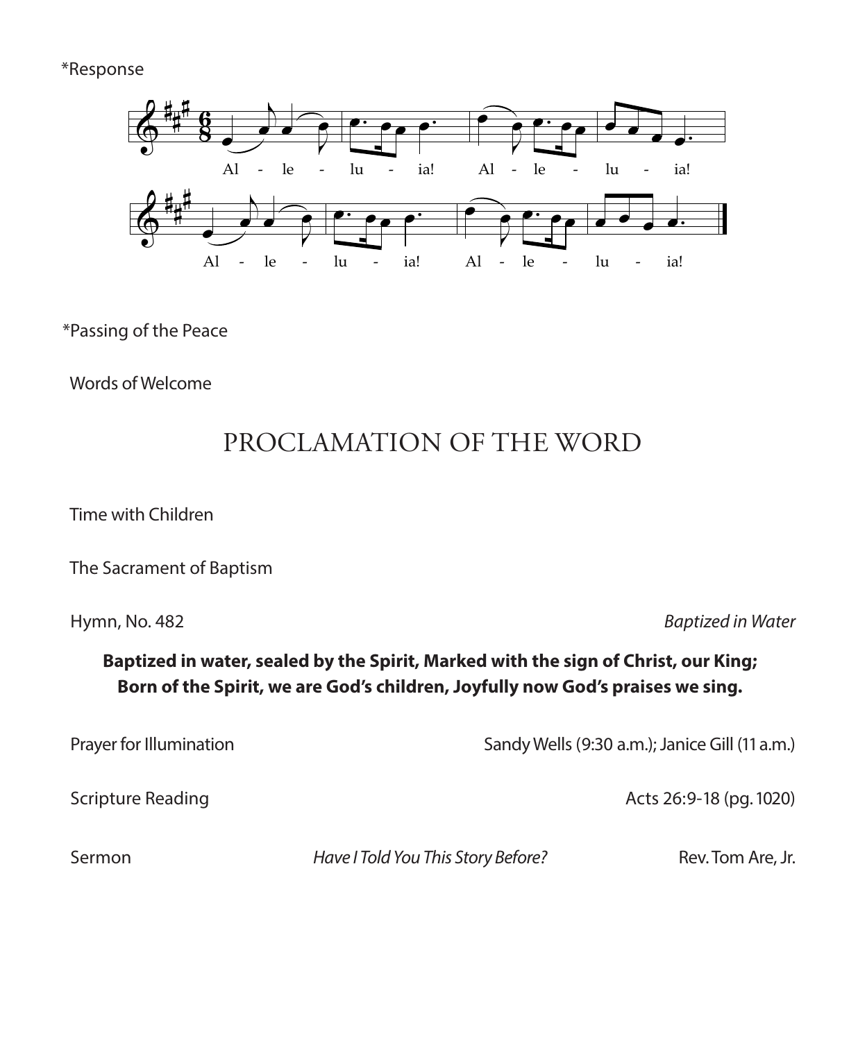*Response

Al - le - lu - ia! Al - le - lu - ia!

Al - le - lu - ia! Al - le - lu - ia!

*Passing of the Peace

Words of Welcome

## PROCLAMATION OF THE WORD

Time with Children

The Sacrament of Baptism

Hymn, No. 482 *Baptized in Water*

**Baptized in water, sealed by the Spirit, Marked with the sign of Christ, our King; Born of the Spirit, we are God's children, Joyfully now God's praises we sing.**

Prayer for Illumination Sandy Wells (9:30 a.m.); Janice Gill (11 a.m.)

Scripture Reading Acts 26:9-18 (pg. 1020)

Sermon *Have I Told You This Story Before?* Rev. Tom Are, Jr.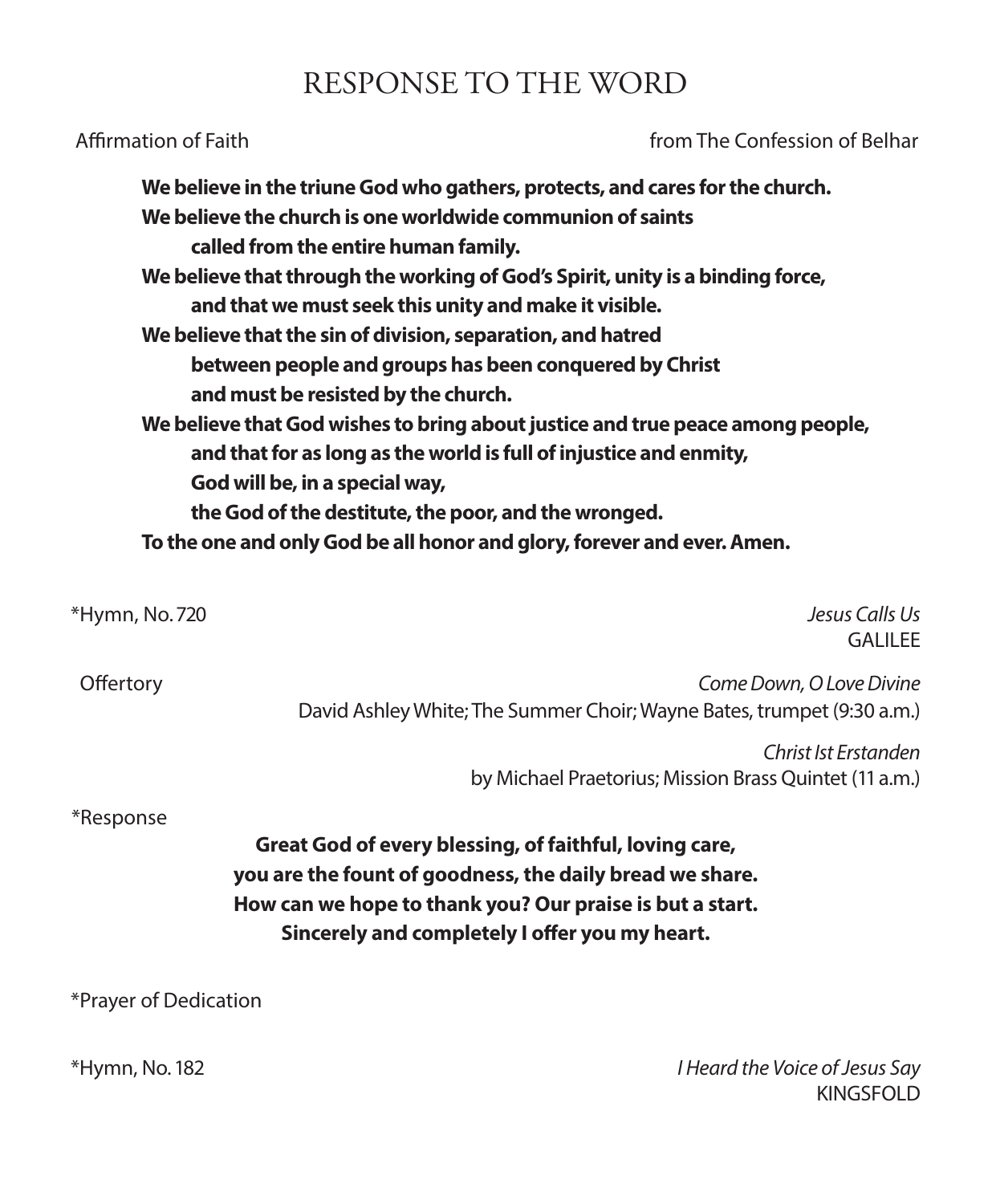# RESPONSE TO THE WORD

Affirmation of Faith — from The Confession of Belhar

**We believe in the triune God who gathers, protects, and cares for the church.**
**We believe the church is one worldwide communion of saints**
**called from the entire human family.**
**We believe that through the working of God's Spirit, unity is a binding force,**
**and that we must seek this unity and make it visible.**
**We believe that the sin of division, separation, and hatred**
**between people and groups has been conquered by Christ**
**and must be resisted by the church.**
**We believe that God wishes to bring about justice and true peace among people,**
**and that for as long as the world is full of injustice and enmity,**
**God will be, in a special way,**
**the God of the destitute, the poor, and the wronged.**
**To the one and only God be all honor and glory, forever and ever. Amen.**

*Hymn, No. 720 — *Jesus Calls Us*
GALILEE

Offertory — *Come Down, O Love Divine*
David Ashley White; The Summer Choir; Wayne Bates, trumpet (9:30 a.m.)

*Christ Ist Erstanden*
by Michael Praetorius; Mission Brass Quintet (11 a.m.)

*Response

**Great God of every blessing, of faithful, loving care,**
**you are the fount of goodness, the daily bread we share.**
**How can we hope to thank you? Our praise is but a start.**
**Sincerely and completely I offer you my heart.**

*Prayer of Dedication

*Hymn, No. 182 — *I Heard the Voice of Jesus Say*
KINGSFOLD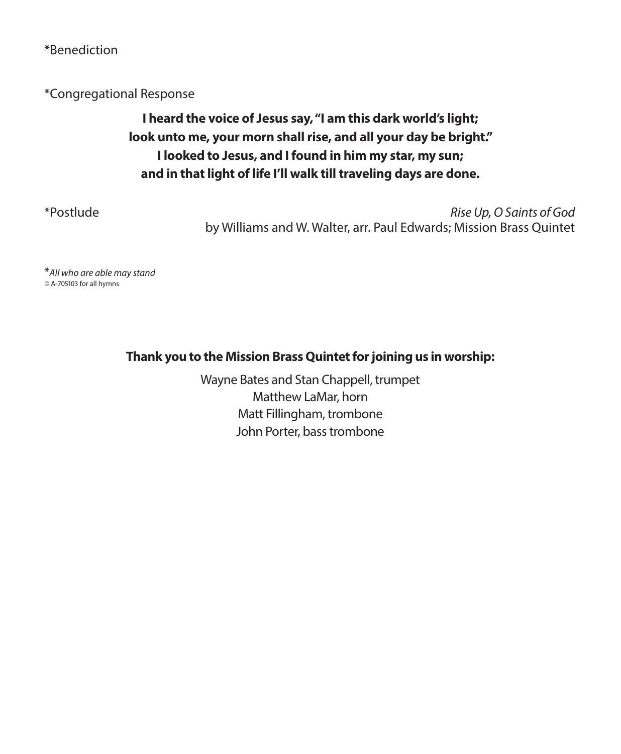*Benediction

*Congregational Response

**I heard the voice of Jesus say, "I am this dark world's light;**
**look unto me, your morn shall rise, and all your day be bright."**
**I looked to Jesus, and I found in him my star, my sun;**
**and in that light of life I'll walk till traveling days are done.**

*Postlude *Rise Up, O Saints of God*
by Williams and W. Walter, arr. Paul Edwards; Mission Brass Quintet

**All who are able may stand*
© A-705103 for all hymns

**Thank you to the Mission Brass Quintet for joining us in worship:**

Wayne Bates and Stan Chappell, trumpet
Matthew LaMar, horn
Matt Fillingham, trombone
John Porter, bass trombone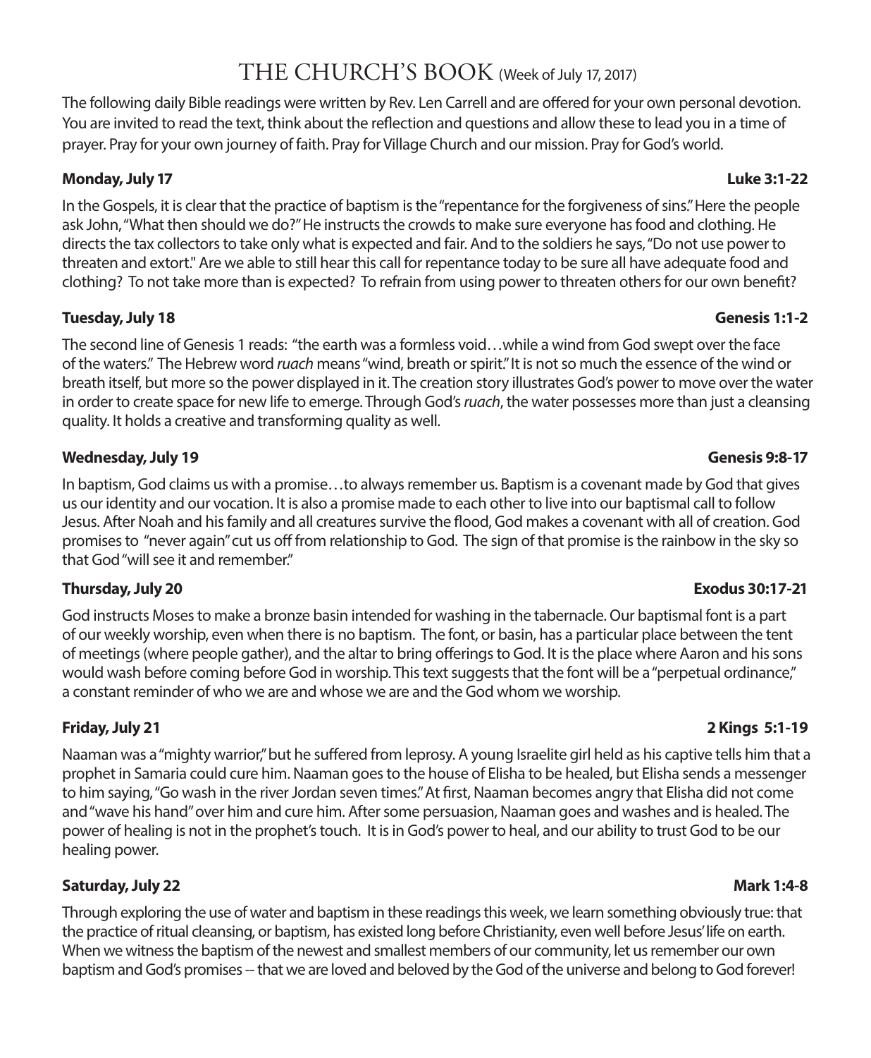# THE CHURCH'S BOOK (Week of July 17, 2017)

The following daily Bible readings were written by Rev. Len Carrell and are offered for your own personal devotion. You are invited to read the text, think about the reflection and questions and allow these to lead you in a time of prayer. Pray for your own journey of faith. Pray for Village Church and our mission. Pray for God's world.

**Monday, July 17** **Luke 3:1-22**

In the Gospels, it is clear that the practice of baptism is the "repentance for the forgiveness of sins." Here the people ask John, "What then should we do?" He instructs the crowds to make sure everyone has food and clothing. He directs the tax collectors to take only what is expected and fair. And to the soldiers he says, "Do not use power to threaten and extort." Are we able to still hear this call for repentance today to be sure all have adequate food and clothing? To not take more than is expected? To refrain from using power to threaten others for our own benefit?

**Tuesday, July 18** **Genesis 1:1-2**

The second line of Genesis 1 reads: "the earth was a formless void…while a wind from God swept over the face of the waters." The Hebrew word *ruach* means "wind, breath or spirit." It is not so much the essence of the wind or breath itself, but more so the power displayed in it. The creation story illustrates God's power to move over the water in order to create space for new life to emerge. Through God's *ruach*, the water possesses more than just a cleansing quality. It holds a creative and transforming quality as well.

**Wednesday, July 19** **Genesis 9:8-17**

In baptism, God claims us with a promise…to always remember us. Baptism is a covenant made by God that gives us our identity and our vocation. It is also a promise made to each other to live into our baptismal call to follow Jesus. After Noah and his family and all creatures survive the flood, God makes a covenant with all of creation. God promises to "never again" cut us off from relationship to God. The sign of that promise is the rainbow in the sky so that God "will see it and remember."

**Thursday, July 20** **Exodus 30:17-21**

God instructs Moses to make a bronze basin intended for washing in the tabernacle. Our baptismal font is a part of our weekly worship, even when there is no baptism. The font, or basin, has a particular place between the tent of meetings (where people gather), and the altar to bring offerings to God. It is the place where Aaron and his sons would wash before coming before God in worship. This text suggests that the font will be a "perpetual ordinance," a constant reminder of who we are and whose we are and the God whom we worship.

**Friday, July 21** **2 Kings 5:1-19**

Naaman was a "mighty warrior," but he suffered from leprosy. A young Israelite girl held as his captive tells him that a prophet in Samaria could cure him. Naaman goes to the house of Elisha to be healed, but Elisha sends a messenger to him saying, "Go wash in the river Jordan seven times." At first, Naaman becomes angry that Elisha did not come and "wave his hand" over him and cure him. After some persuasion, Naaman goes and washes and is healed. The power of healing is not in the prophet's touch. It is in God's power to heal, and our ability to trust God to be our healing power.

**Saturday, July 22** **Mark 1:4-8**

Through exploring the use of water and baptism in these readings this week, we learn something obviously true: that the practice of ritual cleansing, or baptism, has existed long before Christianity, even well before Jesus' life on earth. When we witness the baptism of the newest and smallest members of our community, let us remember our own baptism and God's promises -- that we are loved and beloved by the God of the universe and belong to God forever!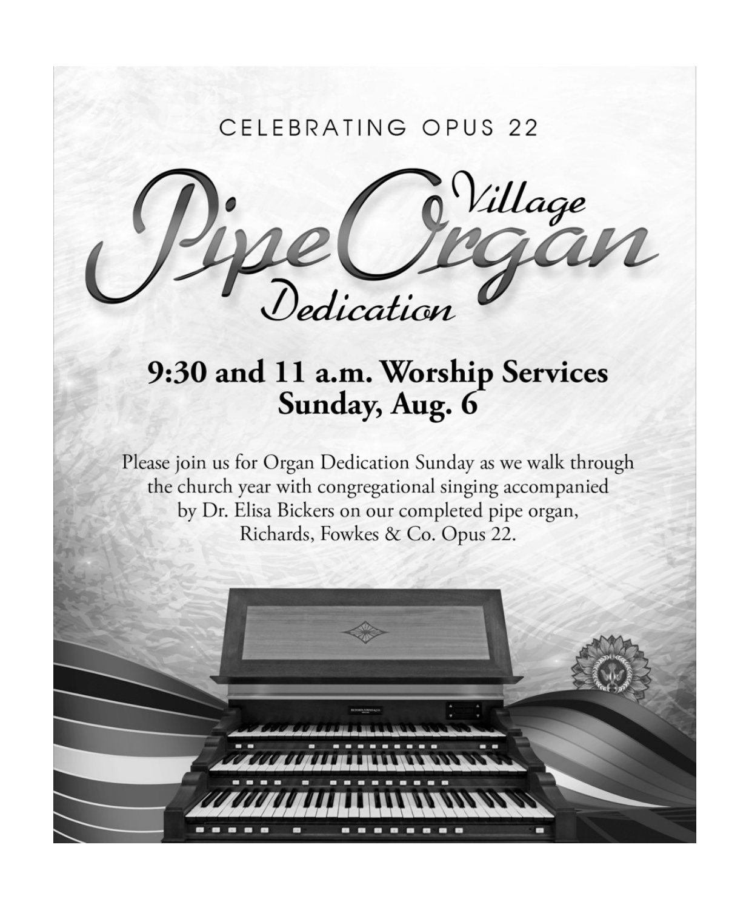CELEBRATING OPUS 22

# Village Pipe Organ Dedication

## 9:30 and 11 a.m. Worship Services
## Sunday, Aug. 6

Please join us for Organ Dedication Sunday as we walk through the church year with congregational singing accompanied by Dr. Elisa Bickers on our completed pipe organ, Richards, Fowkes & Co. Opus 22.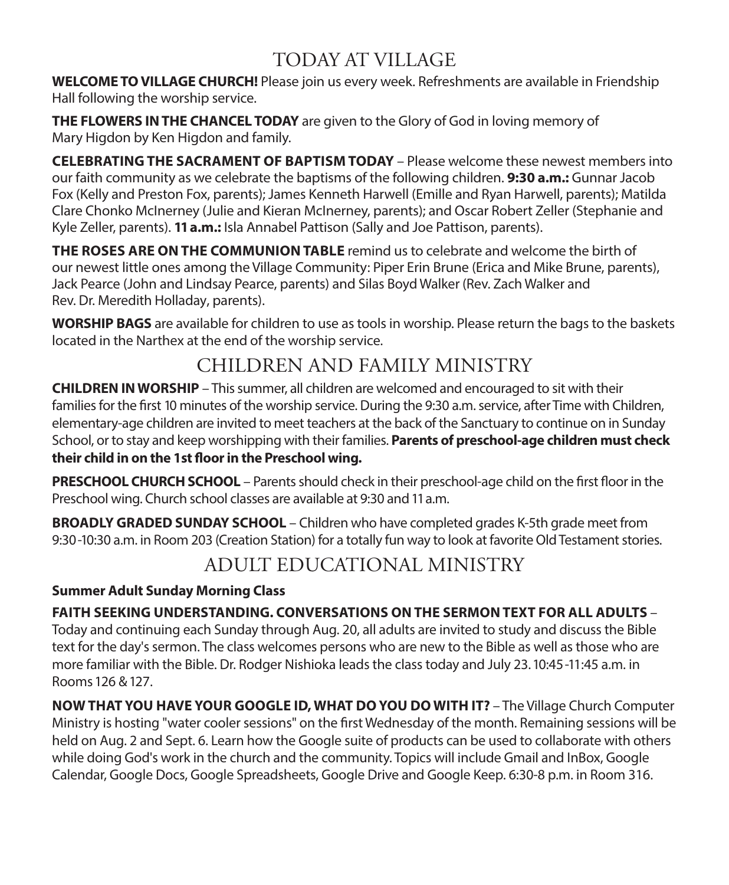# TODAY AT VILLAGE

**WELCOME TO VILLAGE CHURCH!** Please join us every week. Refreshments are available in Friendship Hall following the worship service.

**THE FLOWERS IN THE CHANCEL TODAY** are given to the Glory of God in loving memory of Mary Higdon by Ken Higdon and family.

**CELEBRATING THE SACRAMENT OF BAPTISM TODAY** – Please welcome these newest members into our faith community as we celebrate the baptisms of the following children. **9:30 a.m.:** Gunnar Jacob Fox (Kelly and Preston Fox, parents); James Kenneth Harwell (Emille and Ryan Harwell, parents); Matilda Clare Chonko McInerney (Julie and Kieran McInerney, parents); and Oscar Robert Zeller (Stephanie and Kyle Zeller, parents). **11 a.m.:** Isla Annabel Pattison (Sally and Joe Pattison, parents).

**THE ROSES ARE ON THE COMMUNION TABLE** remind us to celebrate and welcome the birth of our newest little ones among the Village Community: Piper Erin Brune (Erica and Mike Brune, parents), Jack Pearce (John and Lindsay Pearce, parents) and Silas Boyd Walker (Rev. Zach Walker and Rev. Dr. Meredith Holladay, parents).

**WORSHIP BAGS** are available for children to use as tools in worship. Please return the bags to the baskets located in the Narthex at the end of the worship service.

# CHILDREN AND FAMILY MINISTRY

**CHILDREN IN WORSHIP** – This summer, all children are welcomed and encouraged to sit with their families for the first 10 minutes of the worship service. During the 9:30 a.m. service, after Time with Children, elementary-age children are invited to meet teachers at the back of the Sanctuary to continue on in Sunday School, or to stay and keep worshipping with their families. **Parents of preschool-age children must check their child in on the 1st floor in the Preschool wing.**

**PRESCHOOL CHURCH SCHOOL** – Parents should check in their preschool-age child on the first floor in the Preschool wing. Church school classes are available at 9:30 and 11 a.m.

**BROADLY GRADED SUNDAY SCHOOL** – Children who have completed grades K-5th grade meet from 9:30-10:30 a.m. in Room 203 (Creation Station) for a totally fun way to look at favorite Old Testament stories.

# ADULT EDUCATIONAL MINISTRY

**Summer Adult Sunday Morning Class**

**FAITH SEEKING UNDERSTANDING. CONVERSATIONS ON THE SERMON TEXT FOR ALL ADULTS** – Today and continuing each Sunday through Aug. 20, all adults are invited to study and discuss the Bible text for the day's sermon. The class welcomes persons who are new to the Bible as well as those who are more familiar with the Bible. Dr. Rodger Nishioka leads the class today and July 23. 10:45-11:45 a.m. in Rooms 126 & 127.

**NOW THAT YOU HAVE YOUR GOOGLE ID, WHAT DO YOU DO WITH IT?** – The Village Church Computer Ministry is hosting "water cooler sessions" on the first Wednesday of the month. Remaining sessions will be held on Aug. 2 and Sept. 6. Learn how the Google suite of products can be used to collaborate with others while doing God's work in the church and the community. Topics will include Gmail and InBox, Google Calendar, Google Docs, Google Spreadsheets, Google Drive and Google Keep. 6:30-8 p.m. in Room 316.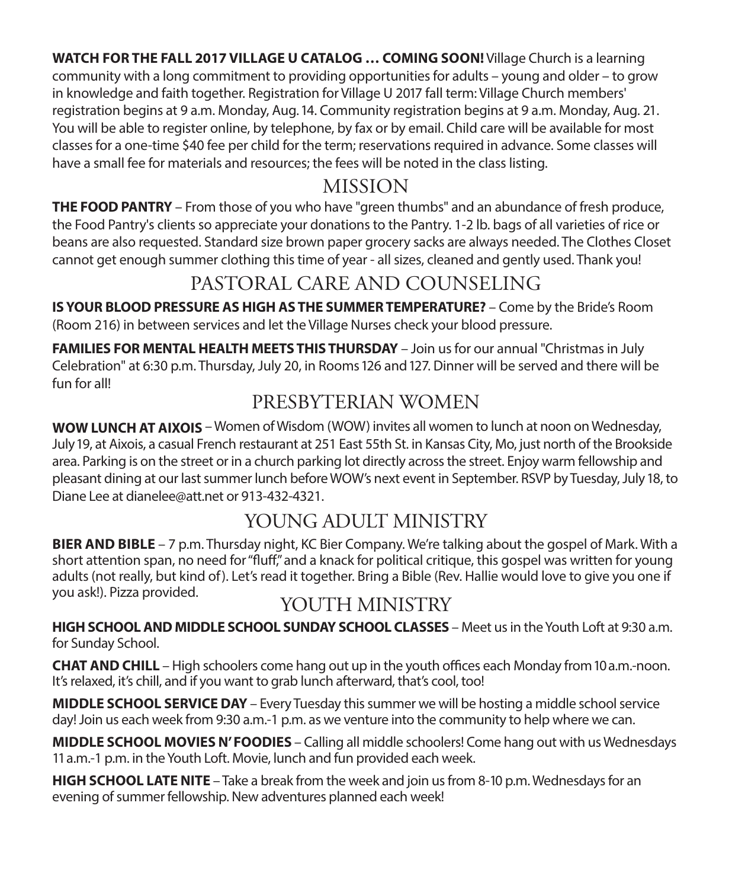**WATCH FOR THE FALL 2017 VILLAGE U CATALOG … COMING SOON!** Village Church is a learning community with a long commitment to providing opportunities for adults – young and older – to grow in knowledge and faith together. Registration for Village U 2017 fall term: Village Church members' registration begins at 9 a.m. Monday, Aug. 14. Community registration begins at 9 a.m. Monday, Aug. 21. You will be able to register online, by telephone, by fax or by email. Child care will be available for most classes for a one-time $40 fee per child for the term; reservations required in advance. Some classes will have a small fee for materials and resources; the fees will be noted in the class listing.

## MISSION

**THE FOOD PANTRY** – From those of you who have "green thumbs" and an abundance of fresh produce, the Food Pantry's clients so appreciate your donations to the Pantry. 1-2 lb. bags of all varieties of rice or beans are also requested. Standard size brown paper grocery sacks are always needed. The Clothes Closet cannot get enough summer clothing this time of year - all sizes, cleaned and gently used. Thank you!

## PASTORAL CARE AND COUNSELING

**IS YOUR BLOOD PRESSURE AS HIGH AS THE SUMMER TEMPERATURE?** – Come by the Bride's Room (Room 216) in between services and let the Village Nurses check your blood pressure.

**FAMILIES FOR MENTAL HEALTH MEETS THIS THURSDAY** – Join us for our annual "Christmas in July Celebration" at 6:30 p.m. Thursday, July 20, in Rooms 126 and 127. Dinner will be served and there will be fun for all!

## PRESBYTERIAN WOMEN

**WOW LUNCH AT AIXOIS** – Women of Wisdom (WOW) invites all women to lunch at noon on Wednesday, July 19, at Aixois, a casual French restaurant at 251 East 55th St. in Kansas City, Mo, just north of the Brookside area. Parking is on the street or in a church parking lot directly across the street. Enjoy warm fellowship and pleasant dining at our last summer lunch before WOW's next event in September. RSVP by Tuesday, July 18, to Diane Lee at dianelee@att.net or 913-432-4321.

## YOUNG ADULT MINISTRY

**BIER AND BIBLE** – 7 p.m. Thursday night, KC Bier Company. We're talking about the gospel of Mark. With a short attention span, no need for "fluff," and a knack for political critique, this gospel was written for young adults (not really, but kind of). Let's read it together. Bring a Bible (Rev. Hallie would love to give you one if you ask!). Pizza provided.

## YOUTH MINISTRY

**HIGH SCHOOL AND MIDDLE SCHOOL SUNDAY SCHOOL CLASSES** – Meet us in the Youth Loft at 9:30 a.m. for Sunday School.

**CHAT AND CHILL** – High schoolers come hang out up in the youth offices each Monday from 10 a.m.-noon. It's relaxed, it's chill, and if you want to grab lunch afterward, that's cool, too!

**MIDDLE SCHOOL SERVICE DAY** – Every Tuesday this summer we will be hosting a middle school service day! Join us each week from 9:30 a.m.-1 p.m. as we venture into the community to help where we can.

**MIDDLE SCHOOL MOVIES N' FOODIES** – Calling all middle schoolers! Come hang out with us Wednesdays 11 a.m.-1 p.m. in the Youth Loft. Movie, lunch and fun provided each week.

**HIGH SCHOOL LATE NITE** – Take a break from the week and join us from 8-10 p.m. Wednesdays for an evening of summer fellowship. New adventures planned each week!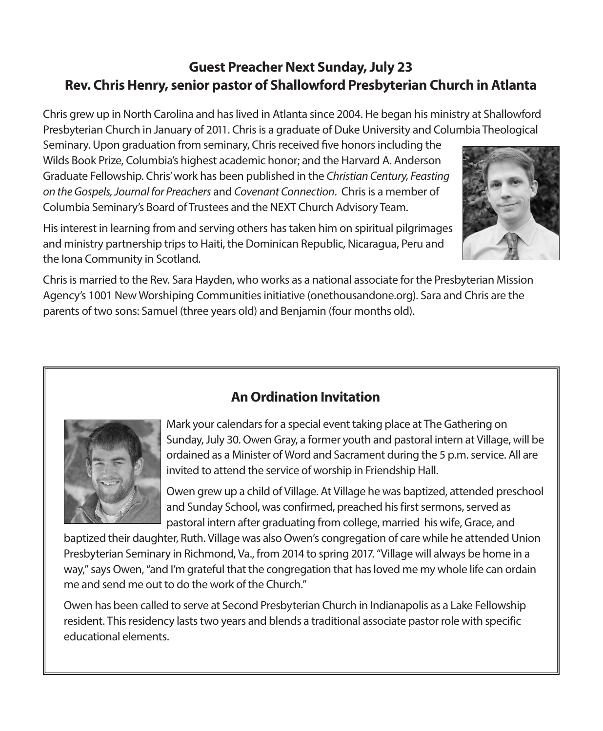## Guest Preacher Next Sunday, July 23
## Rev. Chris Henry, senior pastor of Shallowford Presbyterian Church in Atlanta

Chris grew up in North Carolina and has lived in Atlanta since 2004. He began his ministry at Shallowford Presbyterian Church in January of 2011. Chris is a graduate of Duke University and Columbia Theological Seminary. Upon graduation from seminary, Chris received five honors including the Wilds Book Prize, Columbia's highest academic honor; and the Harvard A. Anderson Graduate Fellowship. Chris' work has been published in the *Christian Century, Feasting on the Gospels, Journal for Preachers* and *Covenant Connection*. Chris is a member of Columbia Seminary's Board of Trustees and the NEXT Church Advisory Team.

His interest in learning from and serving others has taken him on spiritual pilgrimages and ministry partnership trips to Haiti, the Dominican Republic, Nicaragua, Peru and the Iona Community in Scotland.

Chris is married to the Rev. Sara Hayden, who works as a national associate for the Presbyterian Mission Agency's 1001 New Worshiping Communities initiative (onethousandone.org). Sara and Chris are the parents of two sons: Samuel (three years old) and Benjamin (four months old).

## An Ordination Invitation

Mark your calendars for a special event taking place at The Gathering on Sunday, July 30. Owen Gray, a former youth and pastoral intern at Village, will be ordained as a Minister of Word and Sacrament during the 5 p.m. service. All are invited to attend the service of worship in Friendship Hall.

Owen grew up a child of Village. At Village he was baptized, attended preschool and Sunday School, was confirmed, preached his first sermons, served as pastoral intern after graduating from college, married his wife, Grace, and baptized their daughter, Ruth. Village was also Owen's congregation of care while he attended Union Presbyterian Seminary in Richmond, Va., from 2014 to spring 2017. "Village will always be home in a way," says Owen, "and I'm grateful that the congregation that has loved me my whole life can ordain me and send me out to do the work of the Church."

Owen has been called to serve at Second Presbyterian Church in Indianapolis as a Lake Fellowship resident. This residency lasts two years and blends a traditional associate pastor role with specific educational elements.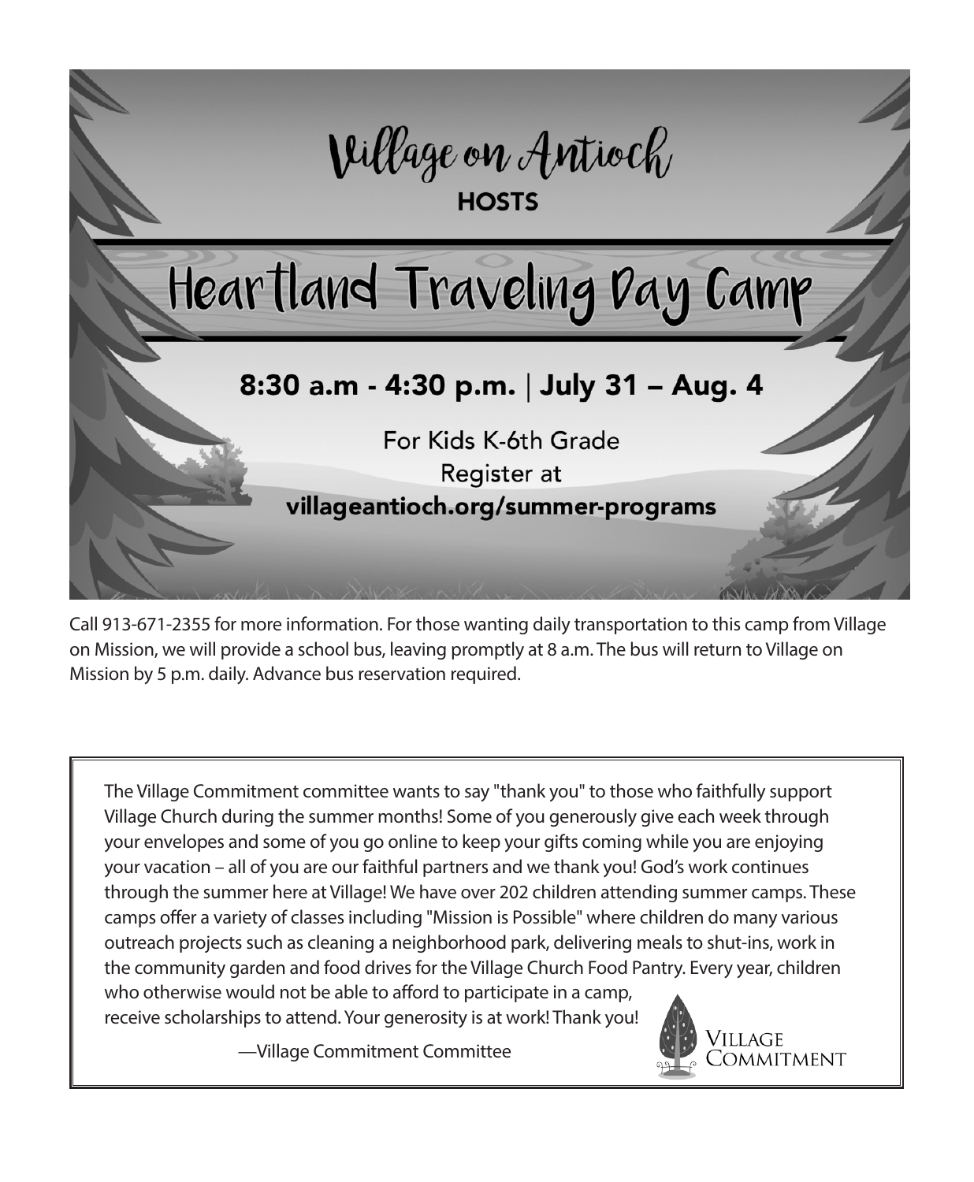# Village on Antioch

**HOSTS**

# Heartland Traveling Day Camp

**8:30 a.m - 4:30 p.m. | July 31 – Aug. 4**

For Kids K-6th Grade

Register at

**villageantioch.org/summer-programs**

Call 913-671-2355 for more information. For those wanting daily transportation to this camp from Village on Mission, we will provide a school bus, leaving promptly at 8 a.m. The bus will return to Village on Mission by 5 p.m. daily. Advance bus reservation required.

---

The Village Commitment committee wants to say "thank you" to those who faithfully support Village Church during the summer months! Some of you generously give each week through your envelopes and some of you go online to keep your gifts coming while you are enjoying your vacation – all of you are our faithful partners and we thank you! God's work continues through the summer here at Village! We have over 202 children attending summer camps. These camps offer a variety of classes including "Mission is Possible" where children do many various outreach projects such as cleaning a neighborhood park, delivering meals to shut-ins, work in the community garden and food drives for the Village Church Food Pantry. Every year, children who otherwise would not be able to afford to participate in a camp, receive scholarships to attend. Your generosity is at work! Thank you!

—Village Commitment Committee

VILLAGE COMMITMENT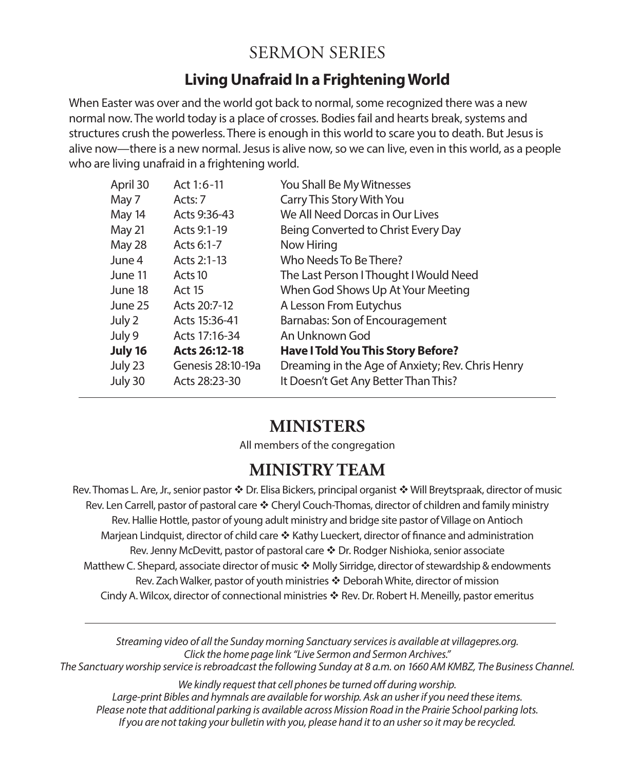## SERMON SERIES

### Living Unafraid In a Frightening World

When Easter was over and the world got back to normal, some recognized there was a new normal now. The world today is a place of crosses. Bodies fail and hearts break, systems and structures crush the powerless. There is enough in this world to scare you to death. But Jesus is alive now—there is a new normal. Jesus is alive now, so we can live, even in this world, as a people who are living unafraid in a frightening world.

| | | |
|---|---|---|
| April 30 | Act 1:6-11 | You Shall Be My Witnesses |
| May 7 | Acts: 7 | Carry This Story With You |
| May 14 | Acts 9:36-43 | We All Need Dorcas in Our Lives |
| May 21 | Acts 9:1-19 | Being Converted to Christ Every Day |
| May 28 | Acts 6:1-7 | Now Hiring |
| June 4 | Acts 2:1-13 | Who Needs To Be There? |
| June 11 | Acts 10 | The Last Person I Thought I Would Need |
| June 18 | Act 15 | When God Shows Up At Your Meeting |
| June 25 | Acts 20:7-12 | A Lesson From Eutychus |
| July 2 | Acts 15:36-41 | Barnabas: Son of Encouragement |
| July 9 | Acts 17:16-34 | An Unknown God |
| **July 16** | **Acts 26:12-18** | **Have I Told You This Story Before?** |
| July 23 | Genesis 28:10-19a | Dreaming in the Age of Anxiety; Rev. Chris Henry |
| July 30 | Acts 28:23-30 | It Doesn't Get Any Better Than This? |

## MINISTERS

All members of the congregation

## MINISTRY TEAM

Rev. Thomas L. Are, Jr., senior pastor ❖ Dr. Elisa Bickers, principal organist ❖ Will Breytspraak, director of music
Rev. Len Carrell, pastor of pastoral care ❖ Cheryl Couch-Thomas, director of children and family ministry
Rev. Hallie Hottle, pastor of young adult ministry and bridge site pastor of Village on Antioch
Marjean Lindquist, director of child care ❖ Kathy Lueckert, director of finance and administration
Rev. Jenny McDevitt, pastor of pastoral care ❖ Dr. Rodger Nishioka, senior associate
Matthew C. Shepard, associate director of music ❖ Molly Sirridge, director of stewardship & endowments
Rev. Zach Walker, pastor of youth ministries ❖ Deborah White, director of mission
Cindy A. Wilcox, director of connectional ministries ❖ Rev. Dr. Robert H. Meneilly, pastor emeritus

*Streaming video of all the Sunday morning Sanctuary services is available at villagepres.org.*
*Click the home page link "Live Sermon and Sermon Archives."*
*The Sanctuary worship service is rebroadcast the following Sunday at 8 a.m. on 1660 AM KMBZ, The Business Channel.*

*We kindly request that cell phones be turned off during worship.*
*Large-print Bibles and hymnals are available for worship. Ask an usher if you need these items.*
*Please note that additional parking is available across Mission Road in the Prairie School parking lots.*
*If you are not taking your bulletin with you, please hand it to an usher so it may be recycled.*